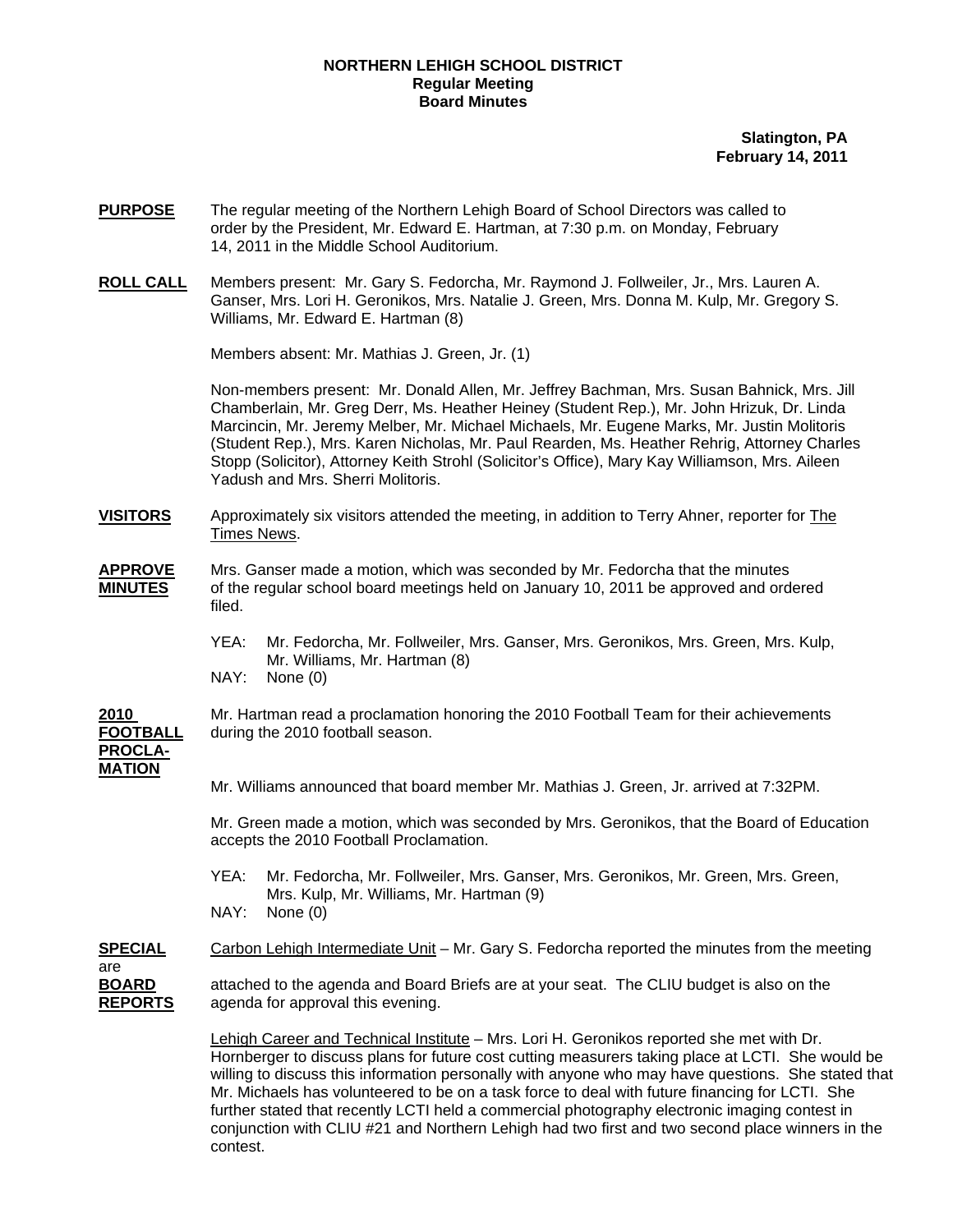**NORTHERN LEHIGH SCHOOL DISTRICT**
**Regular Meeting**
**Board Minutes**

**Slatington, PA**
**February 14, 2011**

**PURPOSE** The regular meeting of the Northern Lehigh Board of School Directors was called to order by the President, Mr. Edward E. Hartman, at 7:30 p.m. on Monday, February 14, 2011 in the Middle School Auditorium.

**ROLL CALL** Members present: Mr. Gary S. Fedorcha, Mr. Raymond J. Follweiler, Jr., Mrs. Lauren A. Ganser, Mrs. Lori H. Geronikos, Mrs. Natalie J. Green, Mrs. Donna M. Kulp, Mr. Gregory S. Williams, Mr. Edward E. Hartman (8)

Members absent: Mr. Mathias J. Green, Jr. (1)

Non-members present: Mr. Donald Allen, Mr. Jeffrey Bachman, Mrs. Susan Bahnick, Mrs. Jill Chamberlain, Mr. Greg Derr, Ms. Heather Heiney (Student Rep.), Mr. John Hrizuk, Dr. Linda Marcincin, Mr. Jeremy Melber, Mr. Michael Michaels, Mr. Eugene Marks, Mr. Justin Molitoris (Student Rep.), Mrs. Karen Nicholas, Mr. Paul Rearden, Ms. Heather Rehrig, Attorney Charles Stopp (Solicitor), Attorney Keith Strohl (Solicitor's Office), Mary Kay Williamson, Mrs. Aileen Yadush and Mrs. Sherri Molitoris.

**VISITORS** Approximately six visitors attended the meeting, in addition to Terry Ahner, reporter for The Times News.

**APPROVE MINUTES** Mrs. Ganser made a motion, which was seconded by Mr. Fedorcha that the minutes of the regular school board meetings held on January 10, 2011 be approved and ordered filed.

YEA: Mr. Fedorcha, Mr. Follweiler, Mrs. Ganser, Mrs. Geronikos, Mrs. Green, Mrs. Kulp, Mr. Williams, Mr. Hartman (8)
NAY: None (0)

**2010 FOOTBALL PROCLA-MATION** Mr. Hartman read a proclamation honoring the 2010 Football Team for their achievements during the 2010 football season.

Mr. Williams announced that board member Mr. Mathias J. Green, Jr. arrived at 7:32PM.

Mr. Green made a motion, which was seconded by Mrs. Geronikos, that the Board of Education accepts the 2010 Football Proclamation.

YEA: Mr. Fedorcha, Mr. Follweiler, Mrs. Ganser, Mrs. Geronikos, Mr. Green, Mrs. Green, Mrs. Kulp, Mr. Williams, Mr. Hartman (9)
NAY: None (0)

**SPECIAL BOARD REPORTS** Carbon Lehigh Intermediate Unit – Mr. Gary S. Fedorcha reported the minutes from the meeting are attached to the agenda and Board Briefs are at your seat. The CLIU budget is also on the agenda for approval this evening.

Lehigh Career and Technical Institute – Mrs. Lori H. Geronikos reported she met with Dr. Hornberger to discuss plans for future cost cutting measurers taking place at LCTI. She would be willing to discuss this information personally with anyone who may have questions. She stated that Mr. Michaels has volunteered to be on a task force to deal with future financing for LCTI. She further stated that recently LCTI held a commercial photography electronic imaging contest in conjunction with CLIU #21 and Northern Lehigh had two first and two second place winners in the contest.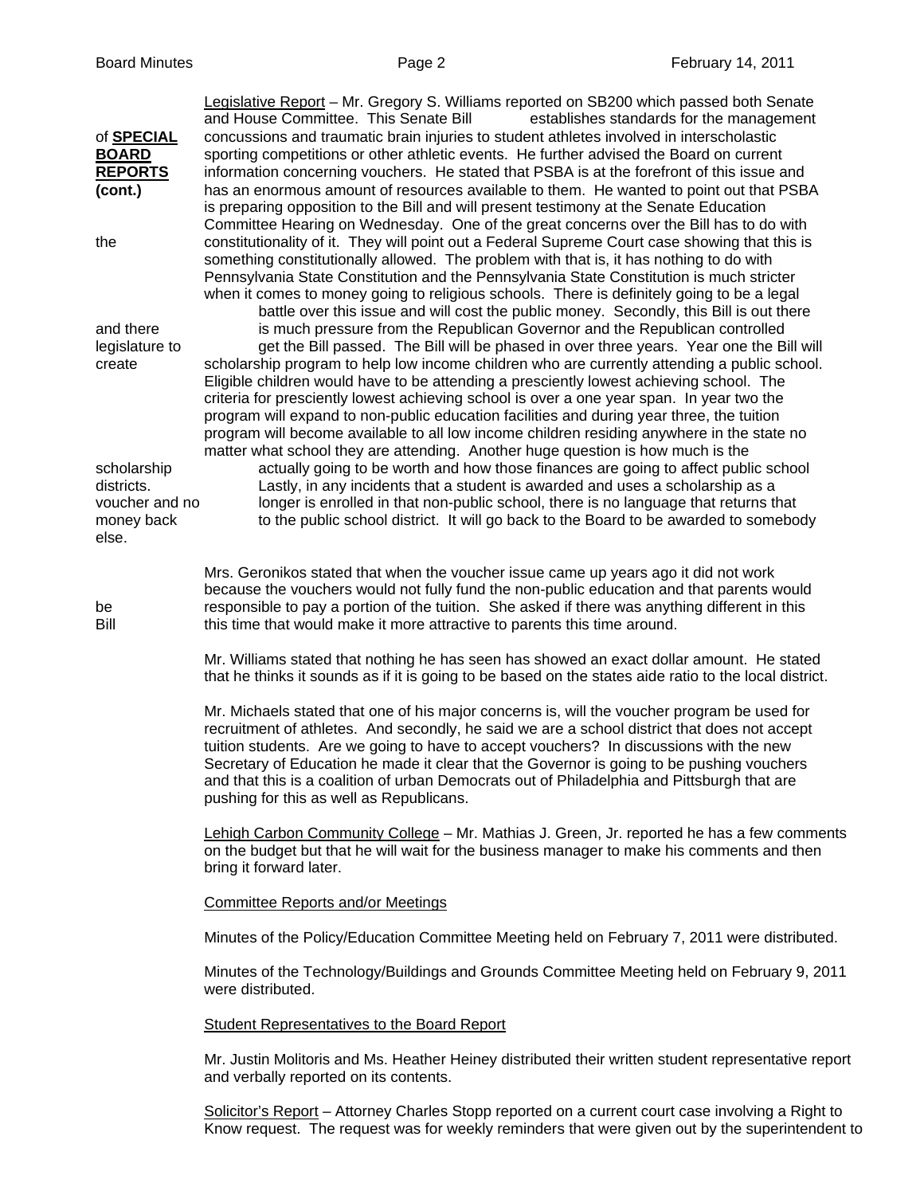of **SPECIAL BOARD REPORTS (cont.)**

Legislative Report – Mr. Gregory S. Williams reported on SB200 which passed both Senate and House Committee. This Senate Bill establishes standards for the management of concussions and traumatic brain injuries to student athletes involved in interscholastic sporting competitions or other athletic events. He further advised the Board on current information concerning vouchers. He stated that PSBA is at the forefront of this issue and has an enormous amount of resources available to them. He wanted to point out that PSBA is preparing opposition to the Bill and will present testimony at the Senate Education Committee Hearing on Wednesday. One of the great concerns over the Bill has to do with the constitutionality of it. They will point out a Federal Supreme Court case showing that this is something constitutionally allowed. The problem with that is, it has nothing to do with Pennsylvania State Constitution and the Pennsylvania State Constitution is much stricter when it comes to money going to religious schools. There is definitely going to be a legal battle over this issue and will cost the public money. Secondly, this Bill is out there and there is much pressure from the Republican Governor and the Republican controlled legislature to get the Bill passed. The Bill will be phased in over three years. Year one the Bill will create scholarship program to help low income children who are currently attending a public school. Eligible children would have to be attending a presciently lowest achieving school. The criteria for presciently lowest achieving school is over a one year span. In year two the program will expand to non-public education facilities and during year three, the tuition program will become available to all low income children residing anywhere in the state no matter what school they are attending. Another huge question is how much is the scholarship actually going to be worth and how those finances are going to affect public school districts. Lastly, in any incidents that a student is awarded and uses a scholarship as a voucher and no longer is enrolled in that non-public school, there is no language that returns that money back to the public school district. It will go back to the Board to be awarded to somebody else.

Mrs. Geronikos stated that when the voucher issue came up years ago it did not work because the vouchers would not fully fund the non-public education and that parents would be responsible to pay a portion of the tuition. She asked if there was anything different in this Bill this time that would make it more attractive to parents this time around.

Mr. Williams stated that nothing he has seen has showed an exact dollar amount. He stated that he thinks it sounds as if it is going to be based on the states aide ratio to the local district.

Mr. Michaels stated that one of his major concerns is, will the voucher program be used for recruitment of athletes. And secondly, he said we are a school district that does not accept tuition students. Are we going to have to accept vouchers? In discussions with the new Secretary of Education he made it clear that the Governor is going to be pushing vouchers and that this is a coalition of urban Democrats out of Philadelphia and Pittsburgh that are pushing for this as well as Republicans.

Lehigh Carbon Community College – Mr. Mathias J. Green, Jr. reported he has a few comments on the budget but that he will wait for the business manager to make his comments and then bring it forward later.

Committee Reports and/or Meetings

Minutes of the Policy/Education Committee Meeting held on February 7, 2011 were distributed.

Minutes of the Technology/Buildings and Grounds Committee Meeting held on February 9, 2011 were distributed.

Student Representatives to the Board Report

Mr. Justin Molitoris and Ms. Heather Heiney distributed their written student representative report and verbally reported on its contents.

Solicitor's Report – Attorney Charles Stopp reported on a current court case involving a Right to Know request. The request was for weekly reminders that were given out by the superintendent to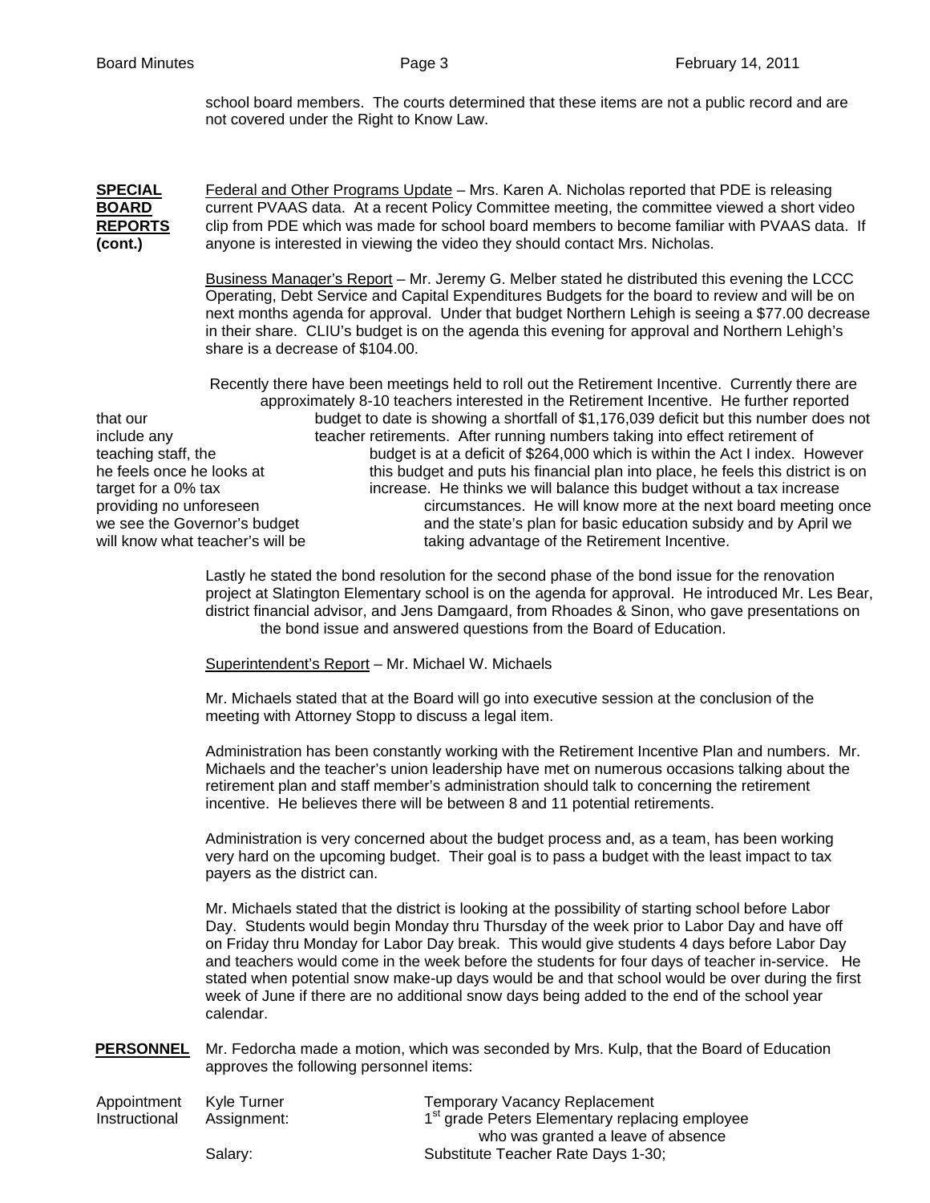school board members. The courts determined that these items are not a public record and are not covered under the Right to Know Law.

**SPECIAL BOARD REPORTS (cont.)**

Federal and Other Programs Update – Mrs. Karen A. Nicholas reported that PDE is releasing current PVAAS data. At a recent Policy Committee meeting, the committee viewed a short video clip from PDE which was made for school board members to become familiar with PVAAS data. If anyone is interested in viewing the video they should contact Mrs. Nicholas.

Business Manager's Report – Mr. Jeremy G. Melber stated he distributed this evening the LCCC Operating, Debt Service and Capital Expenditures Budgets for the board to review and will be on next months agenda for approval. Under that budget Northern Lehigh is seeing a $77.00 decrease in their share. CLIU's budget is on the agenda this evening for approval and Northern Lehigh's share is a decrease of $104.00.

Recently there have been meetings held to roll out the Retirement Incentive. Currently there are approximately 8-10 teachers interested in the Retirement Incentive. He further reported that our budget to date is showing a shortfall of $1,176,039 deficit but this number does not include any teacher retirements. After running numbers taking into effect retirement of teaching staff, the budget is at a deficit of $264,000 which is within the Act I index. However he feels once he looks at this budget and puts his financial plan into place, he feels this district is on target for a 0% tax increase. He thinks we will balance this budget without a tax increase providing no unforeseen circumstances. He will know more at the next board meeting once we see the Governor's budget and the state's plan for basic education subsidy and by April we will know what teacher's will be taking advantage of the Retirement Incentive.

Lastly he stated the bond resolution for the second phase of the bond issue for the renovation project at Slatington Elementary school is on the agenda for approval. He introduced Mr. Les Bear, district financial advisor, and Jens Damgaard, from Rhoades & Sinon, who gave presentations on the bond issue and answered questions from the Board of Education.

Superintendent's Report – Mr. Michael W. Michaels

Mr. Michaels stated that at the Board will go into executive session at the conclusion of the meeting with Attorney Stopp to discuss a legal item.

Administration has been constantly working with the Retirement Incentive Plan and numbers. Mr. Michaels and the teacher's union leadership have met on numerous occasions talking about the retirement plan and staff member's administration should talk to concerning the retirement incentive. He believes there will be between 8 and 11 potential retirements.

Administration is very concerned about the budget process and, as a team, has been working very hard on the upcoming budget. Their goal is to pass a budget with the least impact to tax payers as the district can.

Mr. Michaels stated that the district is looking at the possibility of starting school before Labor Day. Students would begin Monday thru Thursday of the week prior to Labor Day and have off on Friday thru Monday for Labor Day break. This would give students 4 days before Labor Day and teachers would come in the week before the students for four days of teacher in-service. He stated when potential snow make-up days would be and that school would be over during the first week of June if there are no additional snow days being added to the end of the school year calendar.

**PERSONNEL**

Mr. Fedorcha made a motion, which was seconded by Mrs. Kulp, that the Board of Education approves the following personnel items:

| | | |
|---|---|---|
| Appointment | Kyle Turner | Temporary Vacancy Replacement |
| Instructional | Assignment: | 1st grade Peters Elementary replacing employee who was granted a leave of absence |
| | Salary: | Substitute Teacher Rate Days 1-30; |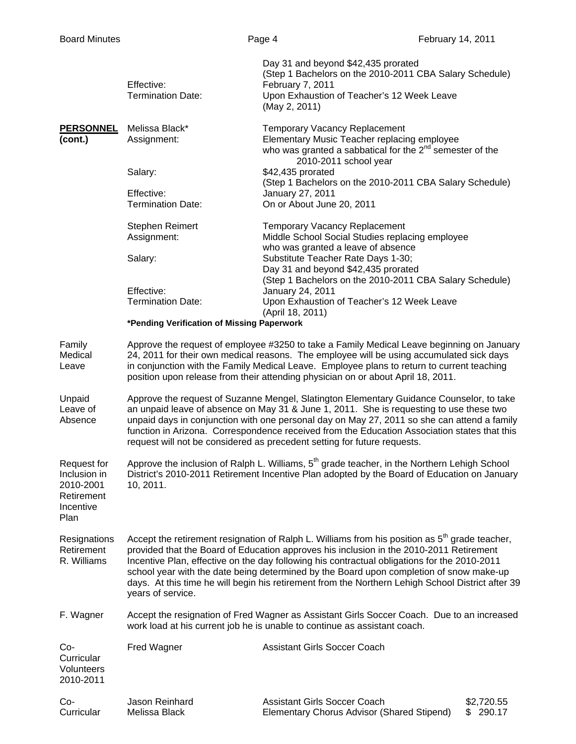| | | |
|---|---|---|
| | | Day 31 and beyond $42,435 prorated (Step 1 Bachelors on the 2010-2011 CBA Salary Schedule) |
| | Effective: | February 7, 2011 |
| | Termination Date: | Upon Exhaustion of Teacher's 12 Week Leave (May 2, 2011) |
| **PERSONNEL (cont.)** | Melissa Black* | Temporary Vacancy Replacement |
| | Assignment: | Elementary Music Teacher replacing employee who was granted a sabbatical for the 2nd semester of the 2010-2011 school year |
| | Salary: | $42,435 prorated (Step 1 Bachelors on the 2010-2011 CBA Salary Schedule) |
| | Effective: | January 27, 2011 |
| | Termination Date: | On or About June 20, 2011 |
| | Stephen Reimert | Temporary Vacancy Replacement |
| | Assignment: | Middle School Social Studies replacing employee who was granted a leave of absence |
| | Salary: | Substitute Teacher Rate Days 1-30; Day 31 and beyond $42,435 prorated (Step 1 Bachelors on the 2010-2011 CBA Salary Schedule) |
| | Effective: | January 24, 2011 |
| | Termination Date: | Upon Exhaustion of Teacher's 12 Week Leave (April 18, 2011) |

**\*Pending Verification of Missing Paperwork**

**Family Medical Leave**

Approve the request of employee #3250 to take a Family Medical Leave beginning on January 24, 2011 for their own medical reasons. The employee will be using accumulated sick days in conjunction with the Family Medical Leave. Employee plans to return to current teaching position upon release from their attending physician on or about April 18, 2011.

**Unpaid Leave of Absence**

Approve the request of Suzanne Mengel, Slatington Elementary Guidance Counselor, to take an unpaid leave of absence on May 31 & June 1, 2011. She is requesting to use these two unpaid days in conjunction with one personal day on May 27, 2011 so she can attend a family function in Arizona. Correspondence received from the Education Association states that this request will not be considered as precedent setting for future requests.

**Request for Inclusion in 2010-2001 Retirement Incentive Plan**

Approve the inclusion of Ralph L. Williams, 5th grade teacher, in the Northern Lehigh School District's 2010-2011 Retirement Incentive Plan adopted by the Board of Education on January 10, 2011.

**Resignations Retirement R. Williams**

Accept the retirement resignation of Ralph L. Williams from his position as 5th grade teacher, provided that the Board of Education approves his inclusion in the 2010-2011 Retirement Incentive Plan, effective on the day following his contractual obligations for the 2010-2011 school year with the date being determined by the Board upon completion of snow make-up days. At this time he will begin his retirement from the Northern Lehigh School District after 39 years of service.

**F. Wagner**

Accept the resignation of Fred Wagner as Assistant Girls Soccer Coach. Due to an increased work load at his current job he is unable to continue as assistant coach.

| | | | |
|---|---|---|---|
| Co-Curricular Volunteers 2010-2011 | Fred Wagner | Assistant Girls Soccer Coach | |
| Co-Curricular | Jason Reinhard | Assistant Girls Soccer Coach | $2,720.55 |
| | Melissa Black | Elementary Chorus Advisor (Shared Stipend) | $ 290.17 |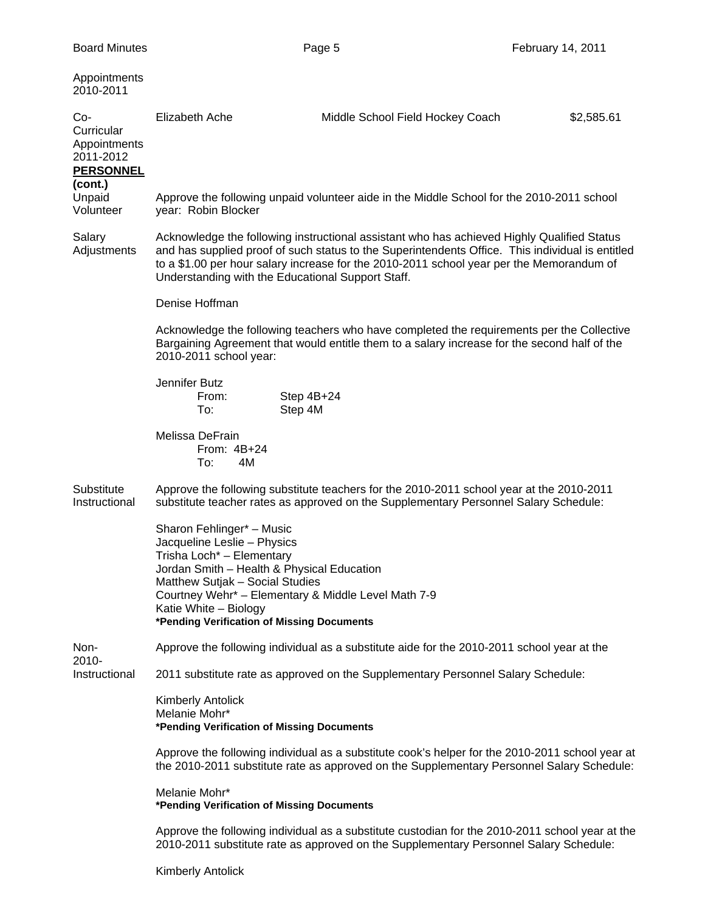Appointments 2010-2011

| | | | |
|---|---|---|---|
| Co-Curricular Appointments 2011-2012 | Elizabeth Ache | Middle School Field Hockey Coach | $2,585.61 |

**PERSONNEL (cont.)**

Unpaid Volunteer

Approve the following unpaid volunteer aide in the Middle School for the 2010-2011 school year: Robin Blocker

Salary Adjustments

Acknowledge the following instructional assistant who has achieved Highly Qualified Status and has supplied proof of such status to the Superintendents Office. This individual is entitled to a $1.00 per hour salary increase for the 2010-2011 school year per the Memorandum of Understanding with the Educational Support Staff.

Denise Hoffman

Acknowledge the following teachers who have completed the requirements per the Collective Bargaining Agreement that would entitle them to a salary increase for the second half of the 2010-2011 school year:

Jennifer Butz
From: Step 4B+24
To: Step 4M

Melissa DeFrain
From: 4B+24
To: 4M

Substitute Instructional

Approve the following substitute teachers for the 2010-2011 school year at the 2010-2011 substitute teacher rates as approved on the Supplementary Personnel Salary Schedule:

Sharon Fehlinger* – Music
Jacqueline Leslie – Physics
Trisha Loch* – Elementary
Jordan Smith – Health & Physical Education
Matthew Sutjak – Social Studies
Courtney Wehr* – Elementary & Middle Level Math 7-9
Katie White – Biology
**\*Pending Verification of Missing Documents**

Non-Instructional

Approve the following individual as a substitute aide for the 2010-2011 school year at the 2010-2011 substitute rate as approved on the Supplementary Personnel Salary Schedule:

Kimberly Antolick
Melanie Mohr*
**\*Pending Verification of Missing Documents**

Approve the following individual as a substitute cook's helper for the 2010-2011 school year at the 2010-2011 substitute rate as approved on the Supplementary Personnel Salary Schedule:

Melanie Mohr*
**\*Pending Verification of Missing Documents**

Approve the following individual as a substitute custodian for the 2010-2011 school year at the 2010-2011 substitute rate as approved on the Supplementary Personnel Salary Schedule:

Kimberly Antolick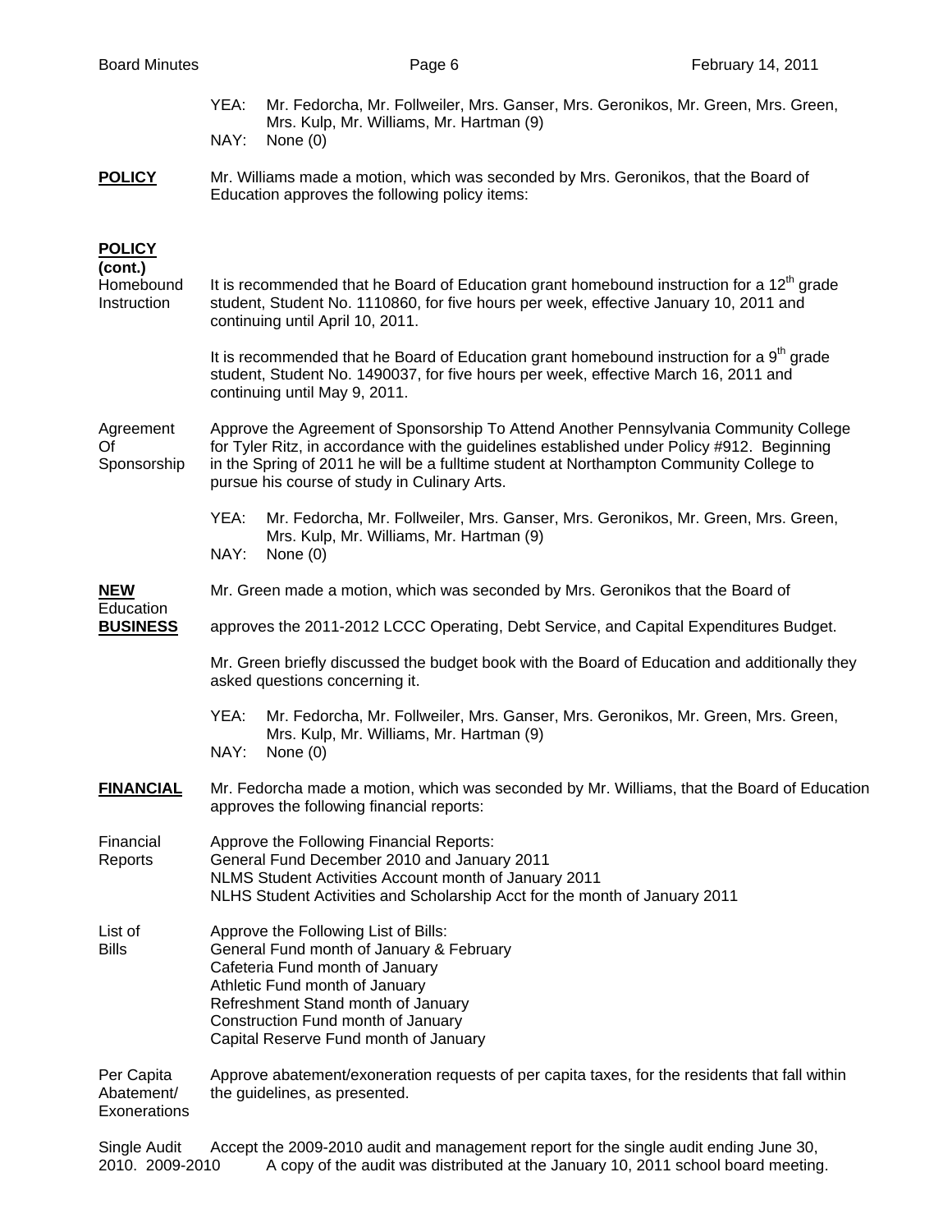YEA: Mr. Fedorcha, Mr. Follweiler, Mrs. Ganser, Mrs. Geronikos, Mr. Green, Mrs. Green, Mrs. Kulp, Mr. Williams, Mr. Hartman (9)
NAY: None (0)

**POLICY** Mr. Williams made a motion, which was seconded by Mrs. Geronikos, that the Board of Education approves the following policy items:

**POLICY (cont.)**

Homebound Instruction

It is recommended that he Board of Education grant homebound instruction for a 12th grade student, Student No. 1110860, for five hours per week, effective January 10, 2011 and continuing until April 10, 2011.

It is recommended that he Board of Education grant homebound instruction for a 9th grade student, Student No. 1490037, for five hours per week, effective March 16, 2011 and continuing until May 9, 2011.

Agreement Of Sponsorship

Approve the Agreement of Sponsorship To Attend Another Pennsylvania Community College for Tyler Ritz, in accordance with the guidelines established under Policy #912. Beginning in the Spring of 2011 he will be a fulltime student at Northampton Community College to pursue his course of study in Culinary Arts.

YEA: Mr. Fedorcha, Mr. Follweiler, Mrs. Ganser, Mrs. Geronikos, Mr. Green, Mrs. Green, Mrs. Kulp, Mr. Williams, Mr. Hartman (9)
NAY: None (0)

**NEW Education BUSINESS**

Mr. Green made a motion, which was seconded by Mrs. Geronikos that the Board of approves the 2011-2012 LCCC Operating, Debt Service, and Capital Expenditures Budget.

Mr. Green briefly discussed the budget book with the Board of Education and additionally they asked questions concerning it.

YEA: Mr. Fedorcha, Mr. Follweiler, Mrs. Ganser, Mrs. Geronikos, Mr. Green, Mrs. Green, Mrs. Kulp, Mr. Williams, Mr. Hartman (9)
NAY: None (0)

**FINANCIAL** Mr. Fedorcha made a motion, which was seconded by Mr. Williams, that the Board of Education approves the following financial reports:

Financial Reports

Approve the Following Financial Reports:
General Fund December 2010 and January 2011
NLMS Student Activities Account month of January 2011
NLHS Student Activities and Scholarship Acct for the month of January 2011

List of Bills

Approve the Following List of Bills:
General Fund month of January & February
Cafeteria Fund month of January
Athletic Fund month of January
Refreshment Stand month of January
Construction Fund month of January
Capital Reserve Fund month of January

Per Capita Abatement/ Exonerations

Approve abatement/exoneration requests of per capita taxes, for the residents that fall within the guidelines, as presented.

Single Audit 2010. 2009-2010

Accept the 2009-2010 audit and management report for the single audit ending June 30, A copy of the audit was distributed at the January 10, 2011 school board meeting.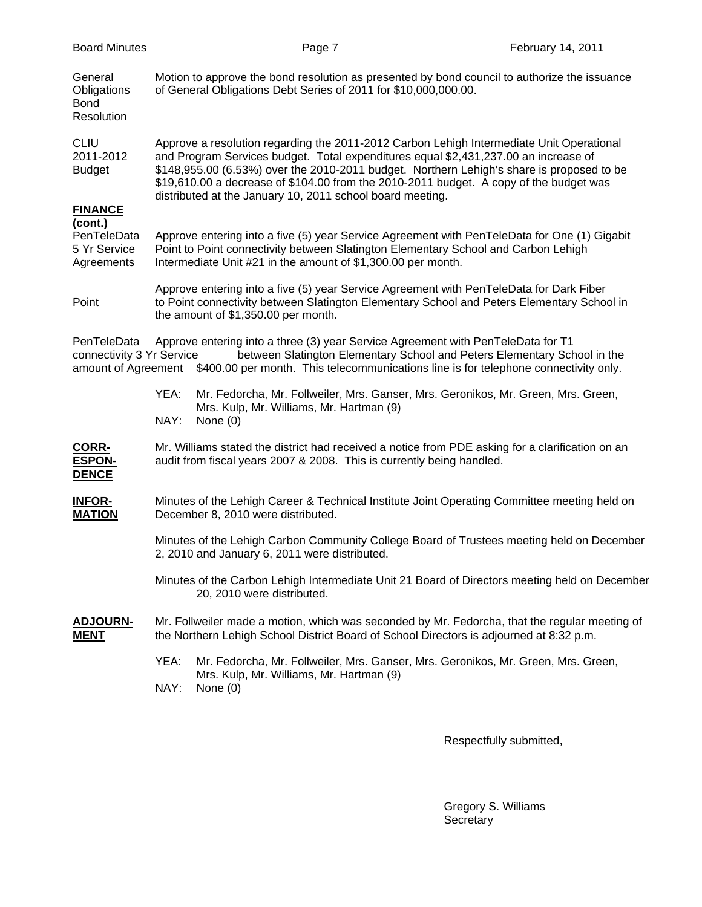**General Obligations Bond Resolution**

Motion to approve the bond resolution as presented by bond council to authorize the issuance of General Obligations Debt Series of 2011 for $10,000,000.00.

**CLIU 2011-2012 Budget**

Approve a resolution regarding the 2011-2012 Carbon Lehigh Intermediate Unit Operational and Program Services budget. Total expenditures equal $2,431,237.00 an increase of $148,955.00 (6.53%) over the 2010-2011 budget. Northern Lehigh's share is proposed to be $19,610.00 a decrease of $104.00 from the 2010-2011 budget. A copy of the budget was distributed at the January 10, 2011 school board meeting.

**FINANCE (cont.)**

**PenTeleData 5 Yr Service Agreements**

Approve entering into a five (5) year Service Agreement with PenTeleData for One (1) Gigabit Point to Point connectivity between Slatington Elementary School and Carbon Lehigh Intermediate Unit #21 in the amount of $1,300.00 per month.

Point

Approve entering into a five (5) year Service Agreement with PenTeleData for Dark Fiber to Point connectivity between Slatington Elementary School and Peters Elementary School in the amount of $1,350.00 per month.

**PenTeleData connectivity 3 Yr Service amount of Agreement**

Approve entering into a three (3) year Service Agreement with PenTeleData for T1 between Slatington Elementary School and Peters Elementary School in the $400.00 per month. This telecommunications line is for telephone connectivity only.

YEA: Mr. Fedorcha, Mr. Follweiler, Mrs. Ganser, Mrs. Geronikos, Mr. Green, Mrs. Green, Mrs. Kulp, Mr. Williams, Mr. Hartman (9)
NAY: None (0)

**CORRESPONDENCE**

Mr. Williams stated the district had received a notice from PDE asking for a clarification on an audit from fiscal years 2007 & 2008. This is currently being handled.

**INFORMATION**

Minutes of the Lehigh Career & Technical Institute Joint Operating Committee meeting held on December 8, 2010 were distributed.

Minutes of the Lehigh Carbon Community College Board of Trustees meeting held on December 2, 2010 and January 6, 2011 were distributed.

Minutes of the Carbon Lehigh Intermediate Unit 21 Board of Directors meeting held on December 20, 2010 were distributed.

**ADJOURNMENT**

Mr. Follweiler made a motion, which was seconded by Mr. Fedorcha, that the regular meeting of the Northern Lehigh School District Board of School Directors is adjourned at 8:32 p.m.

YEA: Mr. Fedorcha, Mr. Follweiler, Mrs. Ganser, Mrs. Geronikos, Mr. Green, Mrs. Green, Mrs. Kulp, Mr. Williams, Mr. Hartman (9)
NAY: None (0)

Respectfully submitted,

Gregory S. Williams
Secretary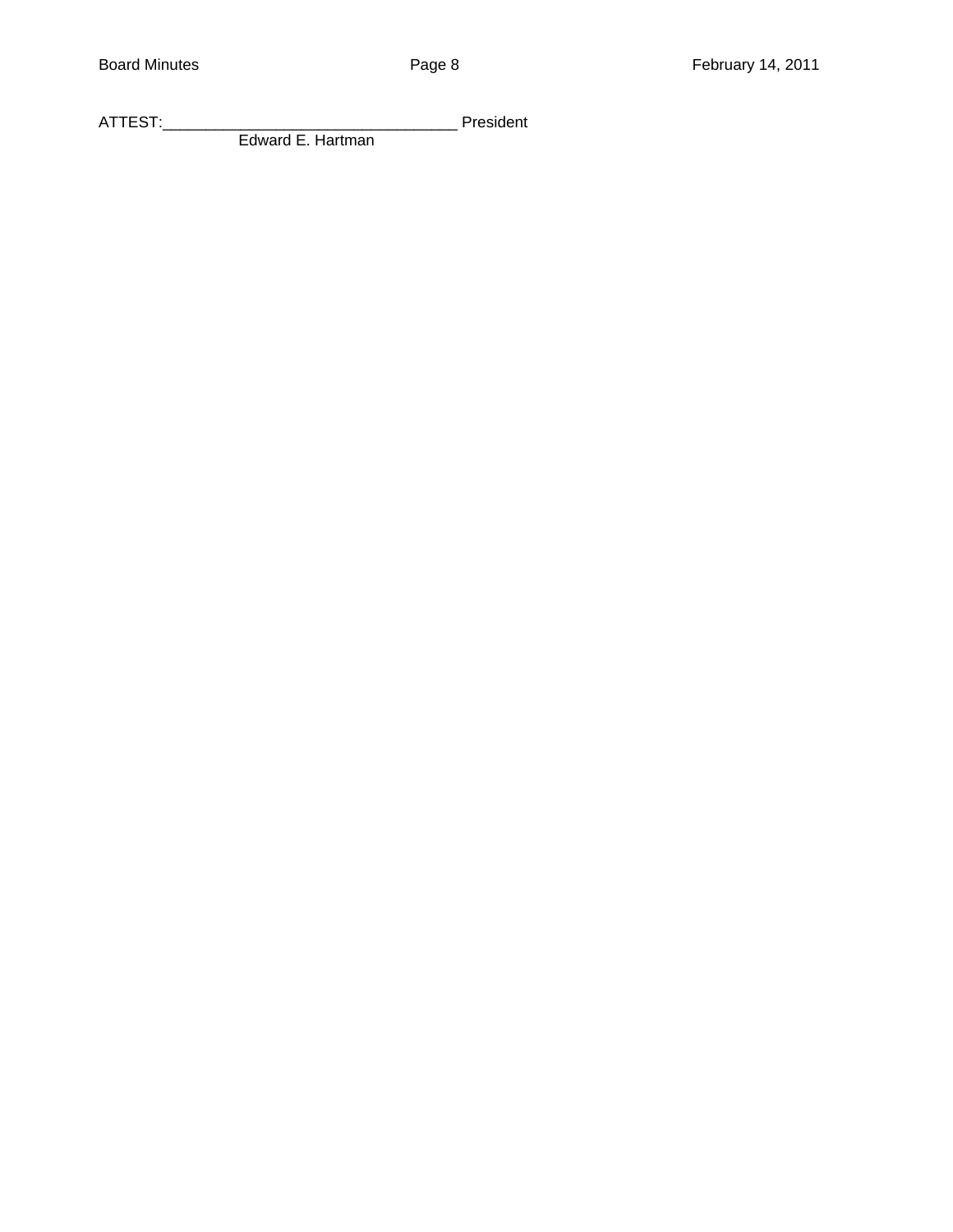ATTEST:__________________________________ President

Edward E. Hartman